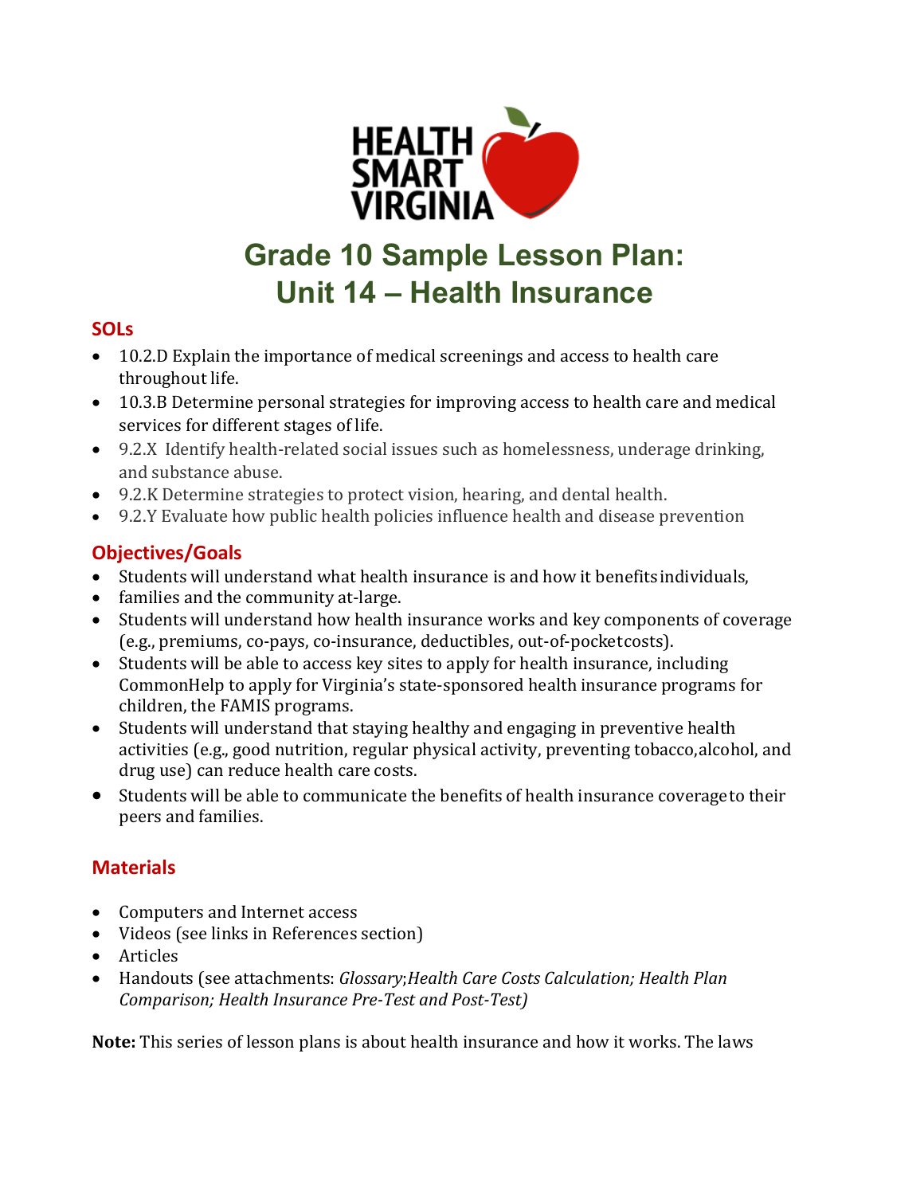HEALTH SMART VIRGINIA

# Grade 10 Sample Lesson Plan: Unit 14 – Health Insurance

## SOLs

- 10.2.D Explain the importance of medical screenings and access to health care throughout life.
- 10.3.B Determine personal strategies for improving access to health care and medical services for different stages of life.
- 9.2.X Identify health-related social issues such as homelessness, underage drinking, and substance abuse.
- 9.2.K Determine strategies to protect vision, hearing, and dental health.
- 9.2.Y Evaluate how public health policies influence health and disease prevention

## Objectives/Goals

- Students will understand what health insurance is and how it benefits individuals,
- families and the community at-large.
- Students will understand how health insurance works and key components of coverage (e.g., premiums, co-pays, co-insurance, deductibles, out-of-pocket costs).
- Students will be able to access key sites to apply for health insurance, including CommonHelp to apply for Virginia's state-sponsored health insurance programs for children, the FAMIS programs.
- Students will understand that staying healthy and engaging in preventive health activities (e.g., good nutrition, regular physical activity, preventing tobacco, alcohol, and drug use) can reduce health care costs.
- Students will be able to communicate the benefits of health insurance coverage to their peers and families.

## Materials

- Computers and Internet access
- Videos (see links in References section)
- Articles
- Handouts (see attachments: *Glossary*; *Health Care Costs Calculation; Health Plan Comparison; Health Insurance Pre-Test and Post-Test)*

**Note:** This series of lesson plans is about health insurance and how it works. The laws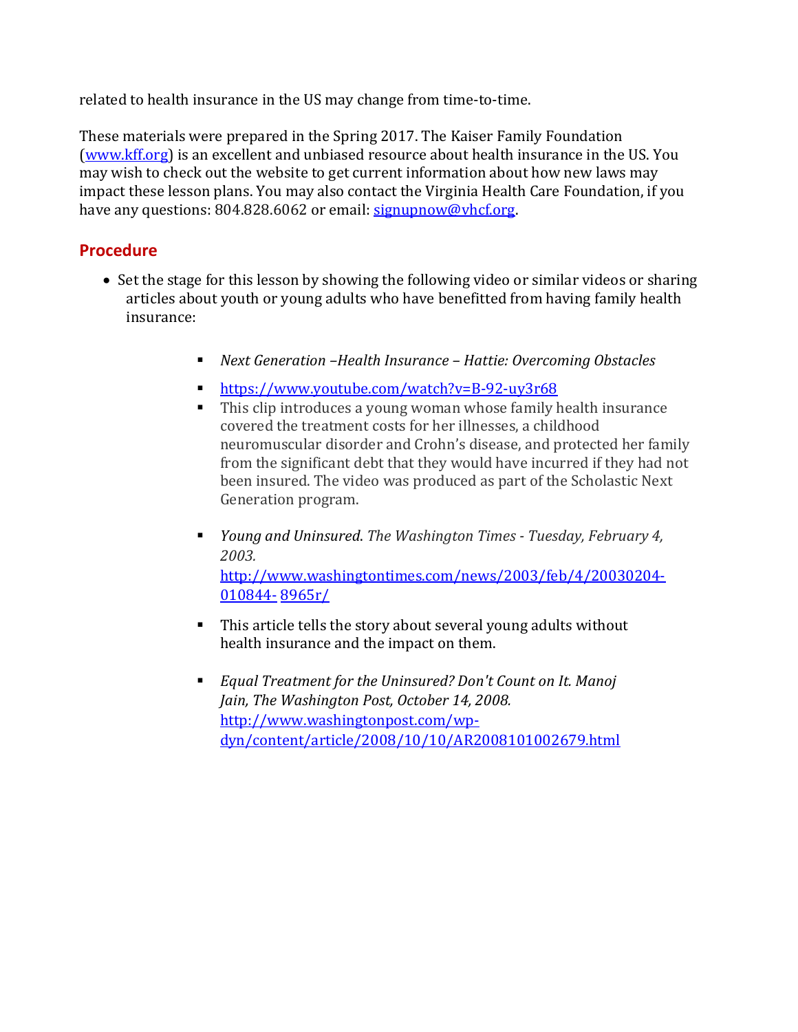related to health insurance in the US may change from time-to-time.

These materials were prepared in the Spring 2017. The Kaiser Family Foundation ([www.kff.org](http://www.kff.org)) is an excellent and unbiased resource about health insurance in the US. You may wish to check out the website to get current information about how new laws may impact these lesson plans. You may also contact the Virginia Health Care Foundation, if you have any questions: 804.828.6062 or email: [signupnow@vhcf.org](mailto:signupnow@vhcf.org).

## Procedure

- Set the stage for this lesson by showing the following video or similar videos or sharing articles about youth or young adults who have benefitted from having family health insurance:

    - *Next Generation –Health Insurance – Hattie: Overcoming Obstacles*
    - [https://www.youtube.com/watch?v=B-92-uy3r68](https://www.youtube.com/watch?v=B-92-uy3r68)
    - This clip introduces a young woman whose family health insurance covered the treatment costs for her illnesses, a childhood neuromuscular disorder and Crohn's disease, and protected her family from the significant debt that they would have incurred if they had not been insured. The video was produced as part of the Scholastic Next Generation program.

    - *Young and Uninsured. The Washington Times - Tuesday, February 4, 2003.* [http://www.washingtontimes.com/news/2003/feb/4/20030204-010844-8965r/](http://www.washingtontimes.com/news/2003/feb/4/20030204-010844-8965r/)

    - This article tells the story about several young adults without health insurance and the impact on them.

    - *Equal Treatment for the Uninsured? Don't Count on It. Manoj Jain, The Washington Post, October 14, 2008.* [http://www.washingtonpost.com/wp-dyn/content/article/2008/10/10/AR2008101002679.html](http://www.washingtonpost.com/wp-dyn/content/article/2008/10/10/AR2008101002679.html)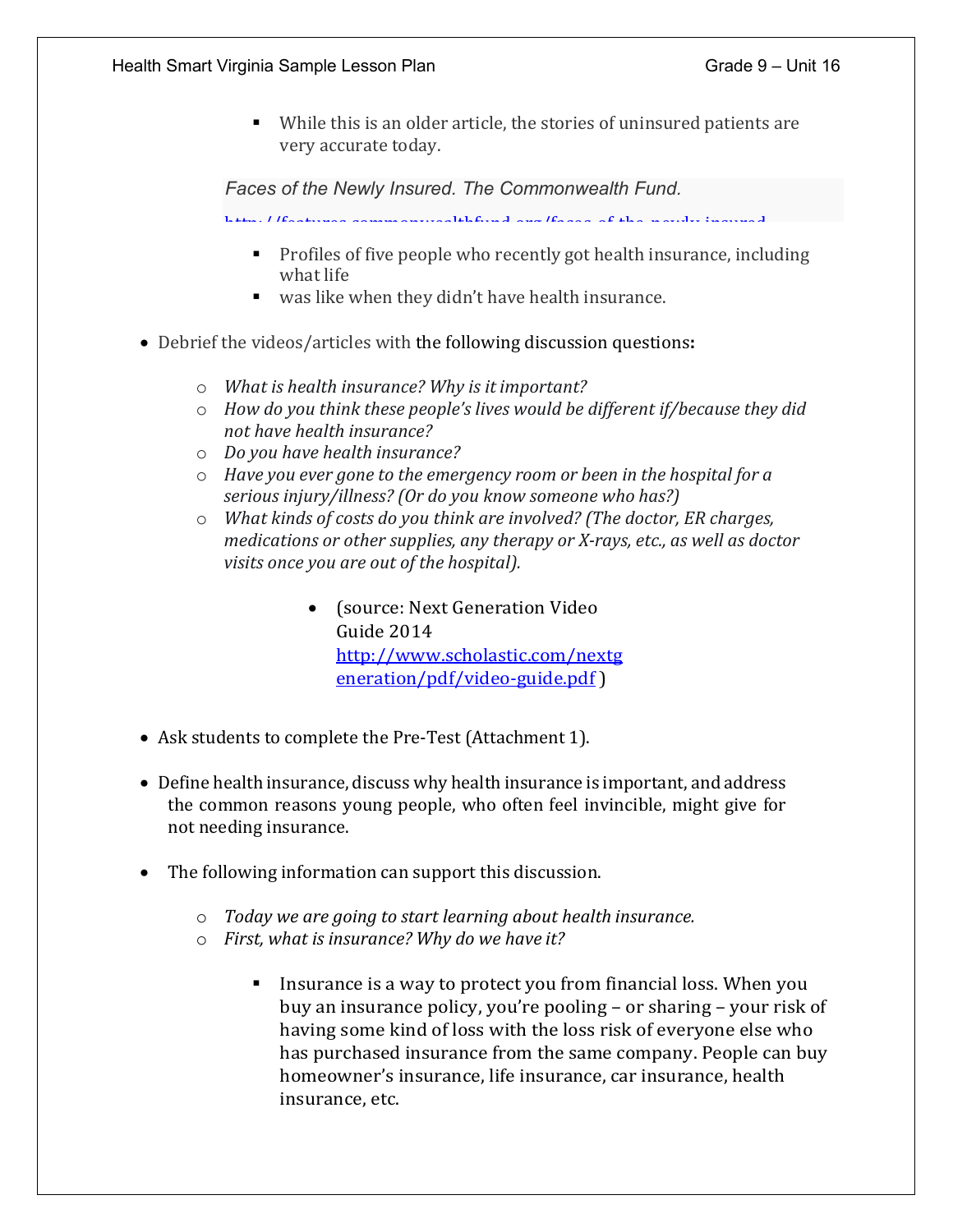- While this is an older article, the stories of uninsured patients are very accurate today.

*Faces of the Newly Insured. The Commonwealth Fund.*

http://features.commonwealthfund.org/faces-of-the-newly-insured

- Profiles of five people who recently got health insurance, including what life
- was like when they didn't have health insurance.

- Debrief the videos/articles with the following discussion questions**:**
  - *What is health insurance? Why is it important?*
  - *How do you think these people's lives would be different if/because they did not have health insurance?*
  - *Do you have health insurance?*
  - *Have you ever gone to the emergency room or been in the hospital for a serious injury/illness? (Or do you know someone who has?)*
  - *What kinds of costs do you think are involved? (The doctor, ER charges, medications or other supplies, any therapy or X-rays, etc., as well as doctor visits once you are out of the hospital).*
    - (source: Next Generation Video Guide 2014 [http://www.scholastic.com/nextgeneration/pdf/video-guide.pdf](http://www.scholastic.com/nextgeneration/pdf/video-guide.pdf) )

- Ask students to complete the Pre-Test (Attachment 1).

- Define health insurance, discuss why health insurance is important, and address the common reasons young people, who often feel invincible, might give for not needing insurance.

- The following information can support this discussion.
  - *Today we are going to start learning about health insurance.*
  - *First, what is insurance? Why do we have it?*
    - Insurance is a way to protect you from financial loss. When you buy an insurance policy, you're pooling – or sharing – your risk of having some kind of loss with the loss risk of everyone else who has purchased insurance from the same company. People can buy homeowner's insurance, life insurance, car insurance, health insurance, etc.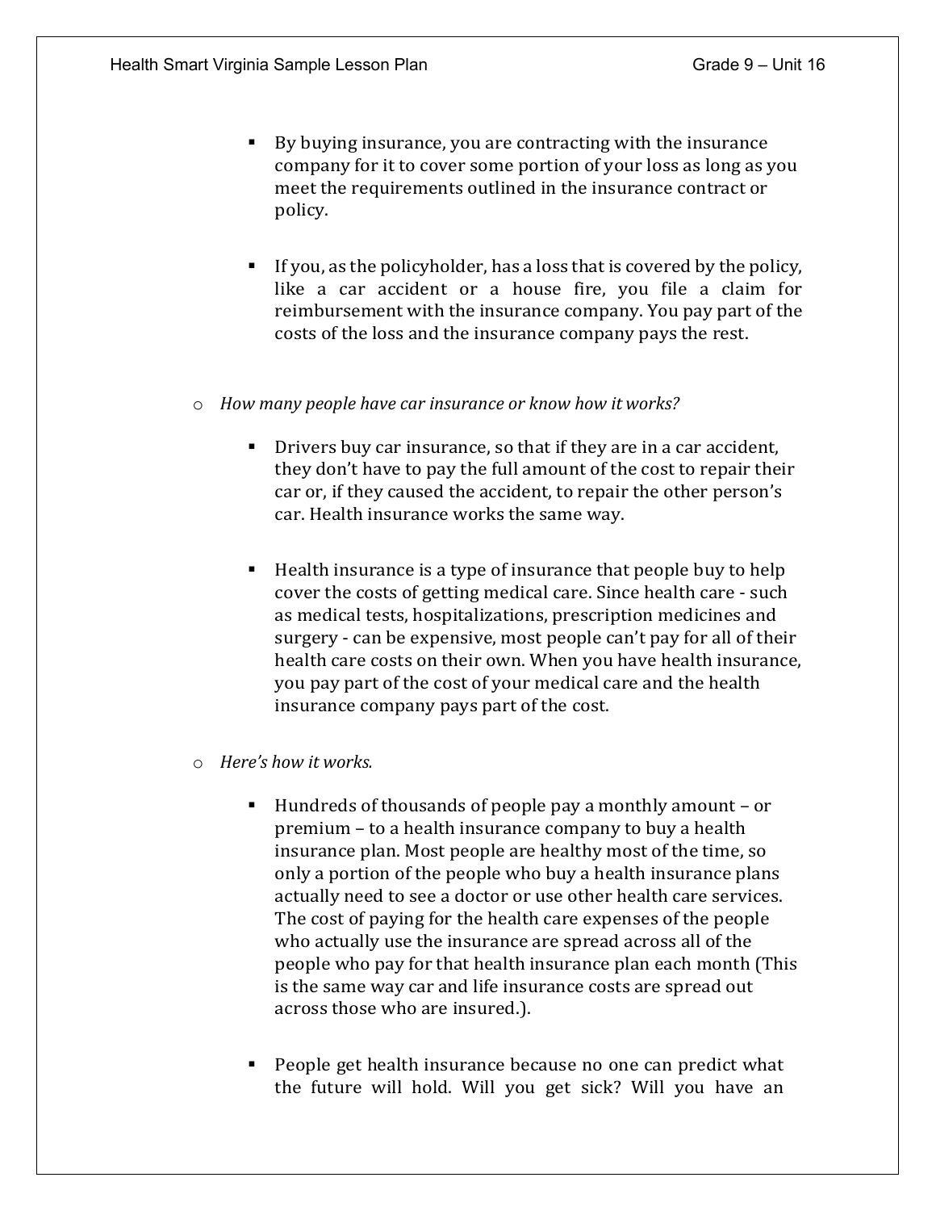- By buying insurance, you are contracting with the insurance company for it to cover some portion of your loss as long as you meet the requirements outlined in the insurance contract or policy.

- If you, as the policyholder, has a loss that is covered by the policy, like a car accident or a house fire, you file a claim for reimbursement with the insurance company. You pay part of the costs of the loss and the insurance company pays the rest.

- *How many people have car insurance or know how it works?*

  - Drivers buy car insurance, so that if they are in a car accident, they don't have to pay the full amount of the cost to repair their car or, if they caused the accident, to repair the other person's car. Health insurance works the same way.

  - Health insurance is a type of insurance that people buy to help cover the costs of getting medical care. Since health care - such as medical tests, hospitalizations, prescription medicines and surgery - can be expensive, most people can't pay for all of their health care costs on their own. When you have health insurance, you pay part of the cost of your medical care and the health insurance company pays part of the cost.

- *Here's how it works.*

  - Hundreds of thousands of people pay a monthly amount – or premium – to a health insurance company to buy a health insurance plan. Most people are healthy most of the time, so only a portion of the people who buy a health insurance plans actually need to see a doctor or use other health care services. The cost of paying for the health care expenses of the people who actually use the insurance are spread across all of the people who pay for that health insurance plan each month (This is the same way car and life insurance costs are spread out across those who are insured.).

  - People get health insurance because no one can predict what the future will hold. Will you get sick? Will you have an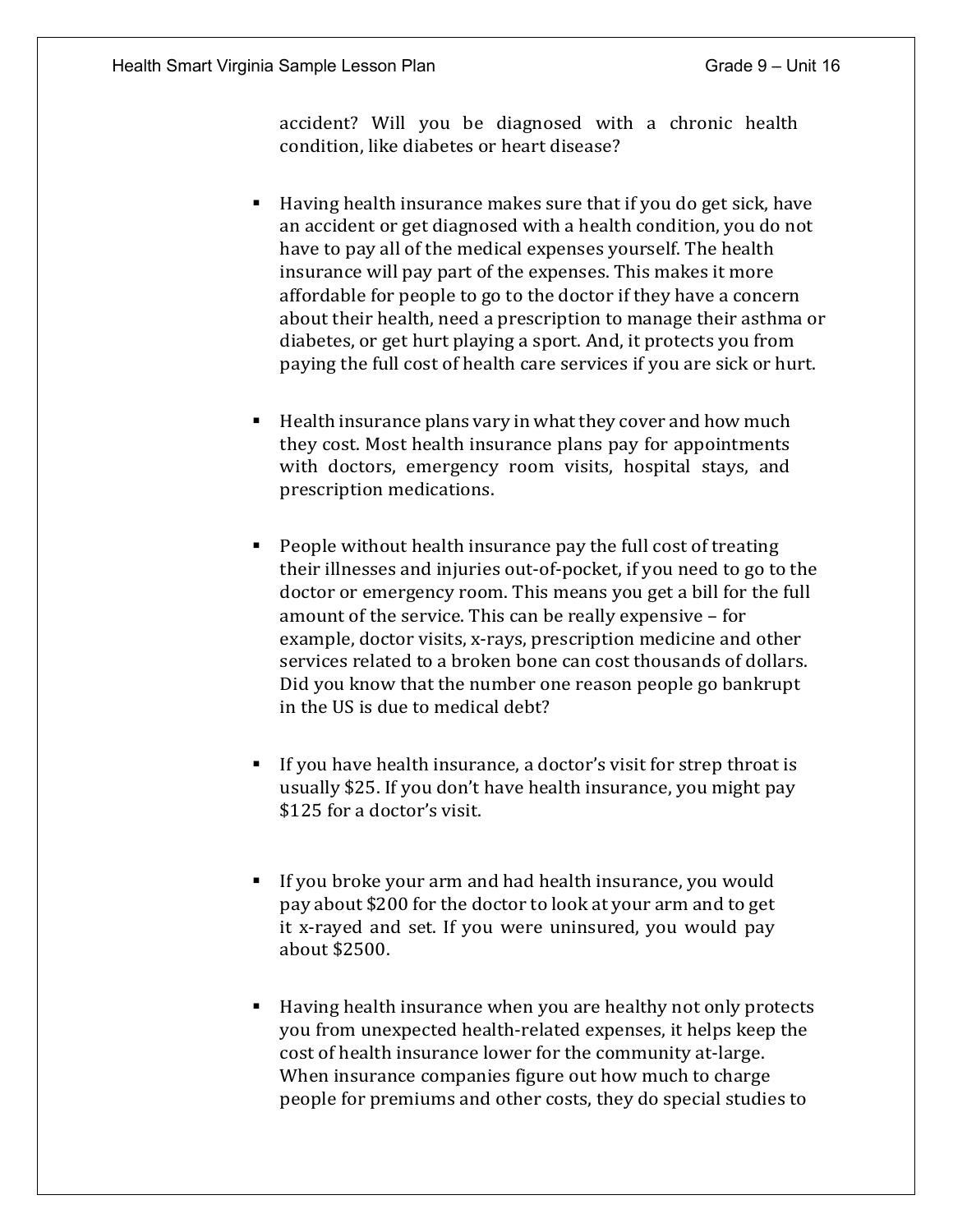accident? Will you be diagnosed with a chronic health condition, like diabetes or heart disease?

- Having health insurance makes sure that if you do get sick, have an accident or get diagnosed with a health condition, you do not have to pay all of the medical expenses yourself. The health insurance will pay part of the expenses. This makes it more affordable for people to go to the doctor if they have a concern about their health, need a prescription to manage their asthma or diabetes, or get hurt playing a sport. And, it protects you from paying the full cost of health care services if you are sick or hurt.

- Health insurance plans vary in what they cover and how much they cost. Most health insurance plans pay for appointments with doctors, emergency room visits, hospital stays, and prescription medications.

- People without health insurance pay the full cost of treating their illnesses and injuries out-of-pocket, if you need to go to the doctor or emergency room. This means you get a bill for the full amount of the service. This can be really expensive – for example, doctor visits, x-rays, prescription medicine and other services related to a broken bone can cost thousands of dollars. Did you know that the number one reason people go bankrupt in the US is due to medical debt?

- If you have health insurance, a doctor's visit for strep throat is usually $25. If you don't have health insurance, you might pay $125 for a doctor's visit.

- If you broke your arm and had health insurance, you would pay about $200 for the doctor to look at your arm and to get it x-rayed and set. If you were uninsured, you would pay about $2500.

- Having health insurance when you are healthy not only protects you from unexpected health-related expenses, it helps keep the cost of health insurance lower for the community at-large. When insurance companies figure out how much to charge people for premiums and other costs, they do special studies to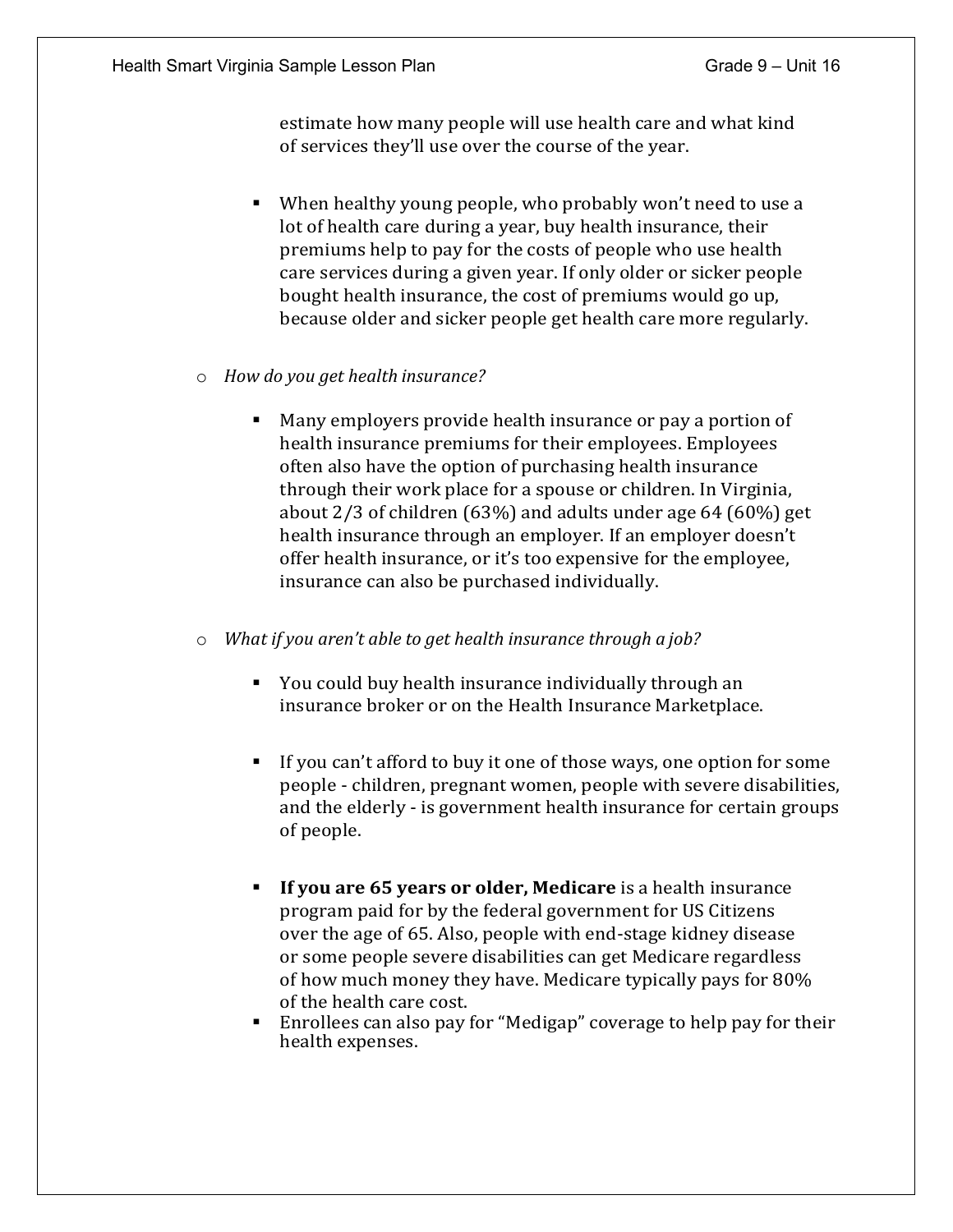estimate how many people will use health care and what kind of services they'll use over the course of the year.

- When healthy young people, who probably won't need to use a lot of health care during a year, buy health insurance, their premiums help to pay for the costs of people who use health care services during a given year. If only older or sicker people bought health insurance, the cost of premiums would go up, because older and sicker people get health care more regularly.

- *How do you get health insurance?*

  - Many employers provide health insurance or pay a portion of health insurance premiums for their employees. Employees often also have the option of purchasing health insurance through their work place for a spouse or children. In Virginia, about 2/3 of children (63%) and adults under age 64 (60%) get health insurance through an employer. If an employer doesn't offer health insurance, or it's too expensive for the employee, insurance can also be purchased individually.

- *What if you aren't able to get health insurance through a job?*

  - You could buy health insurance individually through an insurance broker or on the Health Insurance Marketplace.

  - If you can't afford to buy it one of those ways, one option for some people - children, pregnant women, people with severe disabilities, and the elderly - is government health insurance for certain groups of people.

  - **If you are 65 years or older, Medicare** is a health insurance program paid for by the federal government for US Citizens over the age of 65. Also, people with end-stage kidney disease or some people severe disabilities can get Medicare regardless of how much money they have. Medicare typically pays for 80% of the health care cost.
  - Enrollees can also pay for "Medigap" coverage to help pay for their health expenses.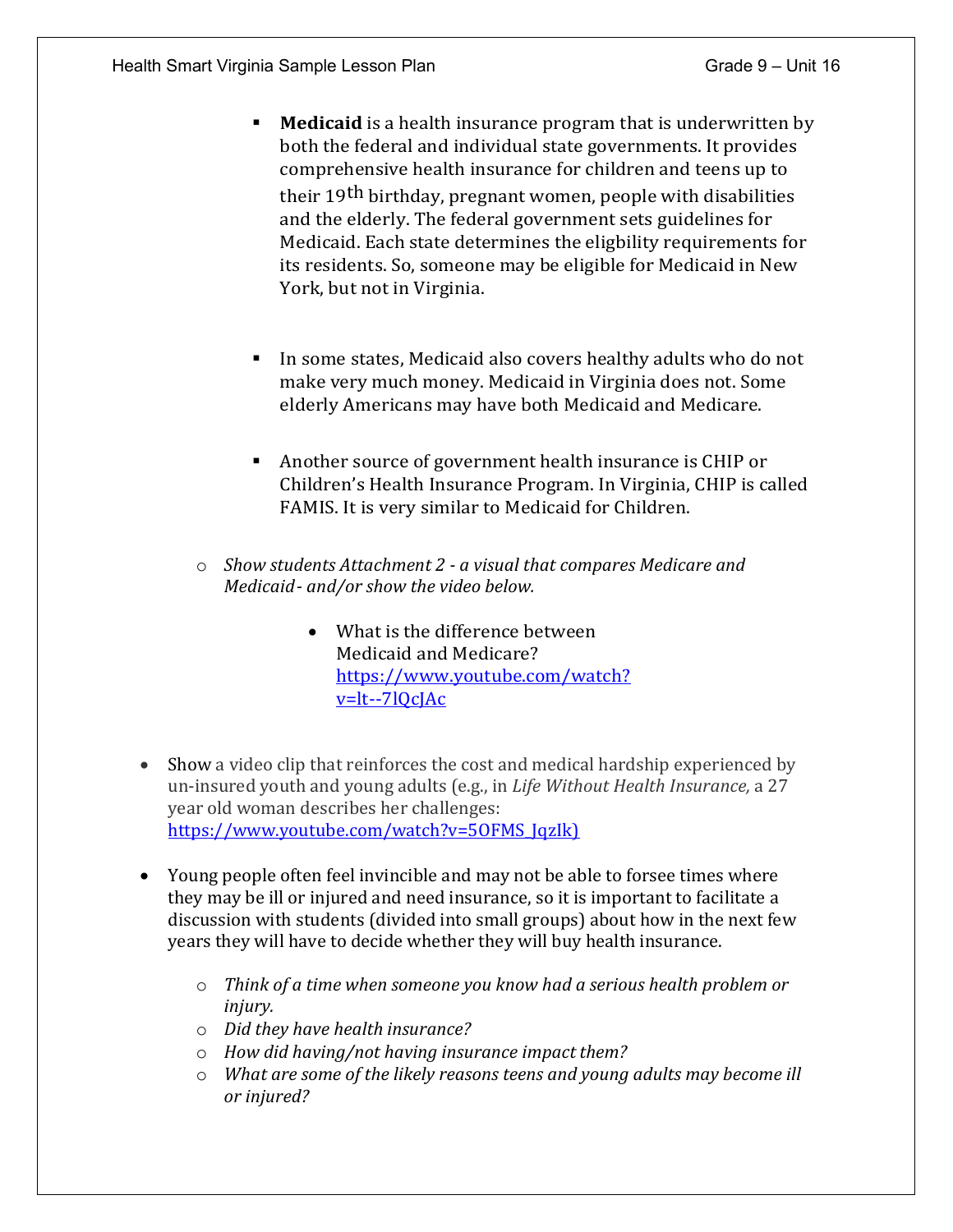- **Medicaid** is a health insurance program that is underwritten by both the federal and individual state governments. It provides comprehensive health insurance for children and teens up to their 19th birthday, pregnant women, people with disabilities and the elderly. The federal government sets guidelines for Medicaid. Each state determines the eligbility requirements for its residents. So, someone may be eligible for Medicaid in New York, but not in Virginia.

  - In some states, Medicaid also covers healthy adults who do not make very much money. Medicaid in Virginia does not. Some elderly Americans may have both Medicaid and Medicare.

  - Another source of government health insurance is CHIP or Children's Health Insurance Program. In Virginia, CHIP is called FAMIS. It is very similar to Medicaid for Children.

  - *Show students Attachment 2 - a visual that compares Medicare and Medicaid - and/or show the video below.*

    - What is the difference between Medicaid and Medicare? https://www.youtube.com/watch?v=lt--7lQcJAc

- Show a video clip that reinforces the cost and medical hardship experienced by un-insured youth and young adults (e.g., in *Life Without Health Insurance,* a 27 year old woman describes her challenges: https://www.youtube.com/watch?v=5OFMS_JqzIk)

- Young people often feel invincible and may not be able to forsee times where they may be ill or injured and need insurance, so it is important to facilitate a discussion with students (divided into small groups) about how in the next few years they will have to decide whether they will buy health insurance.

  - *Think of a time when someone you know had a serious health problem or injury.*
  - *Did they have health insurance?*
  - *How did having/not having insurance impact them?*
  - *What are some of the likely reasons teens and young adults may become ill or injured?*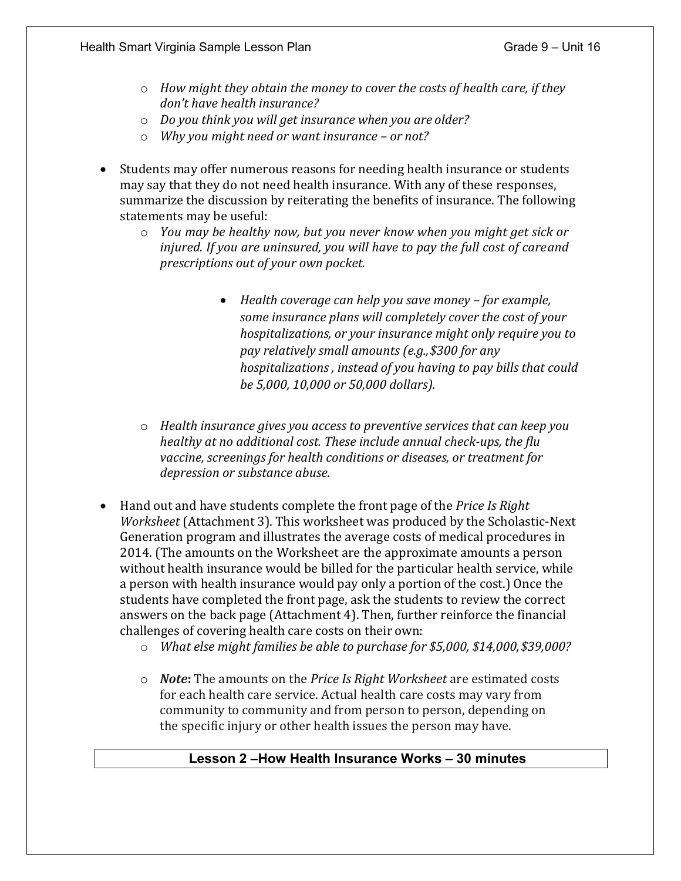- *How might they obtain the money to cover the costs of health care, if they don't have health insurance?*
- *Do you think you will get insurance when you are older?*
- *Why you might need or want insurance – or not?*

- Students may offer numerous reasons for needing health insurance or students may say that they do not need health insurance. With any of these responses, summarize the discussion by reiterating the benefits of insurance. The following statements may be useful:
  - *You may be healthy now, but you never know when you might get sick or injured. If you are uninsured, you will have to pay the full cost of care and prescriptions out of your own pocket.*
    - *Health coverage can help you save money – for example, some insurance plans will completely cover the cost of your hospitalizations, or your insurance might only require you to pay relatively small amounts (e.g.,$300 for any hospitalizations , instead of you having to pay bills that could be 5,000, 10,000 or 50,000 dollars).*
  - *Health insurance gives you access to preventive services that can keep you healthy at no additional cost. These include annual check-ups, the flu vaccine, screenings for health conditions or diseases, or treatment for depression or substance abuse.*

- Hand out and have students complete the front page of the *Price Is Right Worksheet* (Attachment 3). This worksheet was produced by the Scholastic-Next Generation program and illustrates the average costs of medical procedures in 2014. (The amounts on the Worksheet are the approximate amounts a person without health insurance would be billed for the particular health service, while a person with health insurance would pay only a portion of the cost.) Once the students have completed the front page, ask the students to review the correct answers on the back page (Attachment 4). Then, further reinforce the financial challenges of covering health care costs on their own:
  - *What else might families be able to purchase for $5,000, $14,000, $39,000?*
  - ***Note*:** The amounts on the *Price Is Right Worksheet* are estimated costs for each health care service. Actual health care costs may vary from community to community and from person to person, depending on the specific injury or other health issues the person may have.

## Lesson 2 –How Health Insurance Works – 30 minutes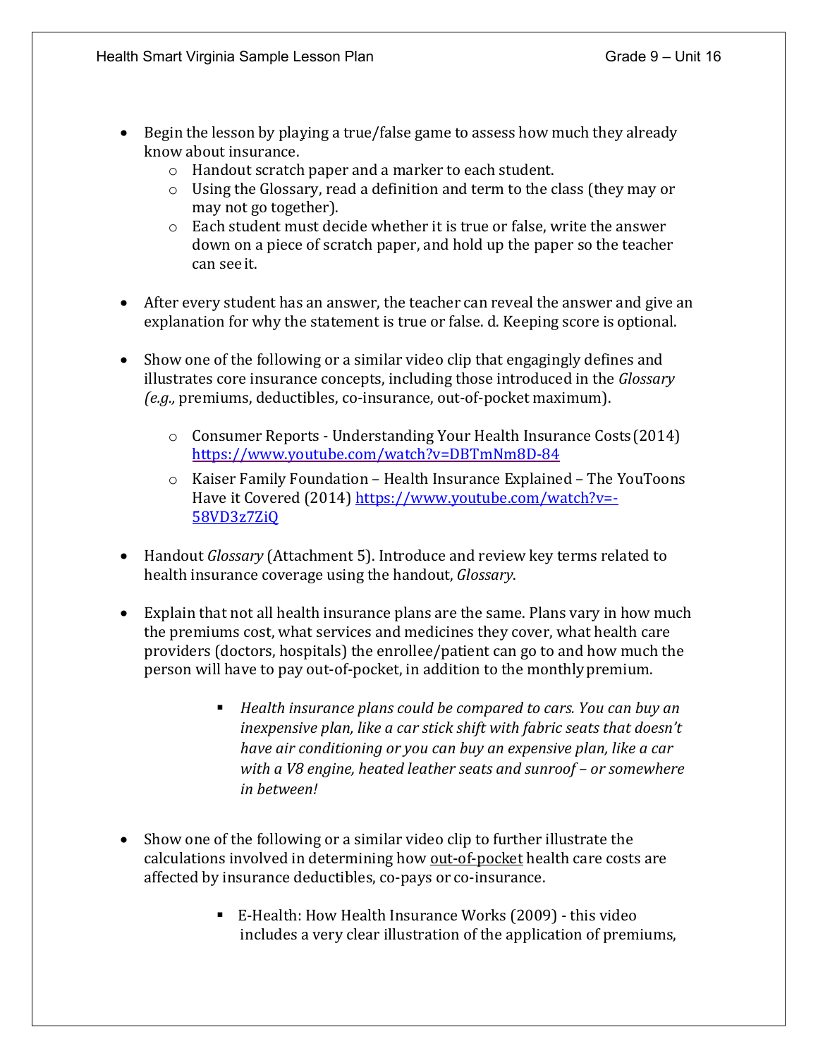- Begin the lesson by playing a true/false game to assess how much they already know about insurance.
  - Handout scratch paper and a marker to each student.
  - Using the Glossary, read a definition and term to the class (they may or may not go together).
  - Each student must decide whether it is true or false, write the answer down on a piece of scratch paper, and hold up the paper so the teacher can see it.

- After every student has an answer, the teacher can reveal the answer and give an explanation for why the statement is true or false. d. Keeping score is optional.

- Show one of the following or a similar video clip that engagingly defines and illustrates core insurance concepts, including those introduced in the *Glossary (e.g.,* premiums, deductibles, co-insurance, out-of-pocket maximum).

  - Consumer Reports - Understanding Your Health Insurance Costs (2014) https://www.youtube.com/watch?v=DBTmNm8D-84
  - Kaiser Family Foundation – Health Insurance Explained – The YouToons Have it Covered (2014) https://www.youtube.com/watch?v=-58VD3z7ZiQ

- Handout *Glossary* (Attachment 5). Introduce and review key terms related to health insurance coverage using the handout, *Glossary*.

- Explain that not all health insurance plans are the same. Plans vary in how much the premiums cost, what services and medicines they cover, what health care providers (doctors, hospitals) the enrollee/patient can go to and how much the person will have to pay out-of-pocket, in addition to the monthly premium.

  - *Health insurance plans could be compared to cars. You can buy an inexpensive plan, like a car stick shift with fabric seats that doesn't have air conditioning or you can buy an expensive plan, like a car with a V8 engine, heated leather seats and sunroof – or somewhere in between!*

- Show one of the following or a similar video clip to further illustrate the calculations involved in determining how <u>out-of-pocket</u> health care costs are affected by insurance deductibles, co-pays or co-insurance.

  - E-Health: How Health Insurance Works (2009) - this video includes a very clear illustration of the application of premiums,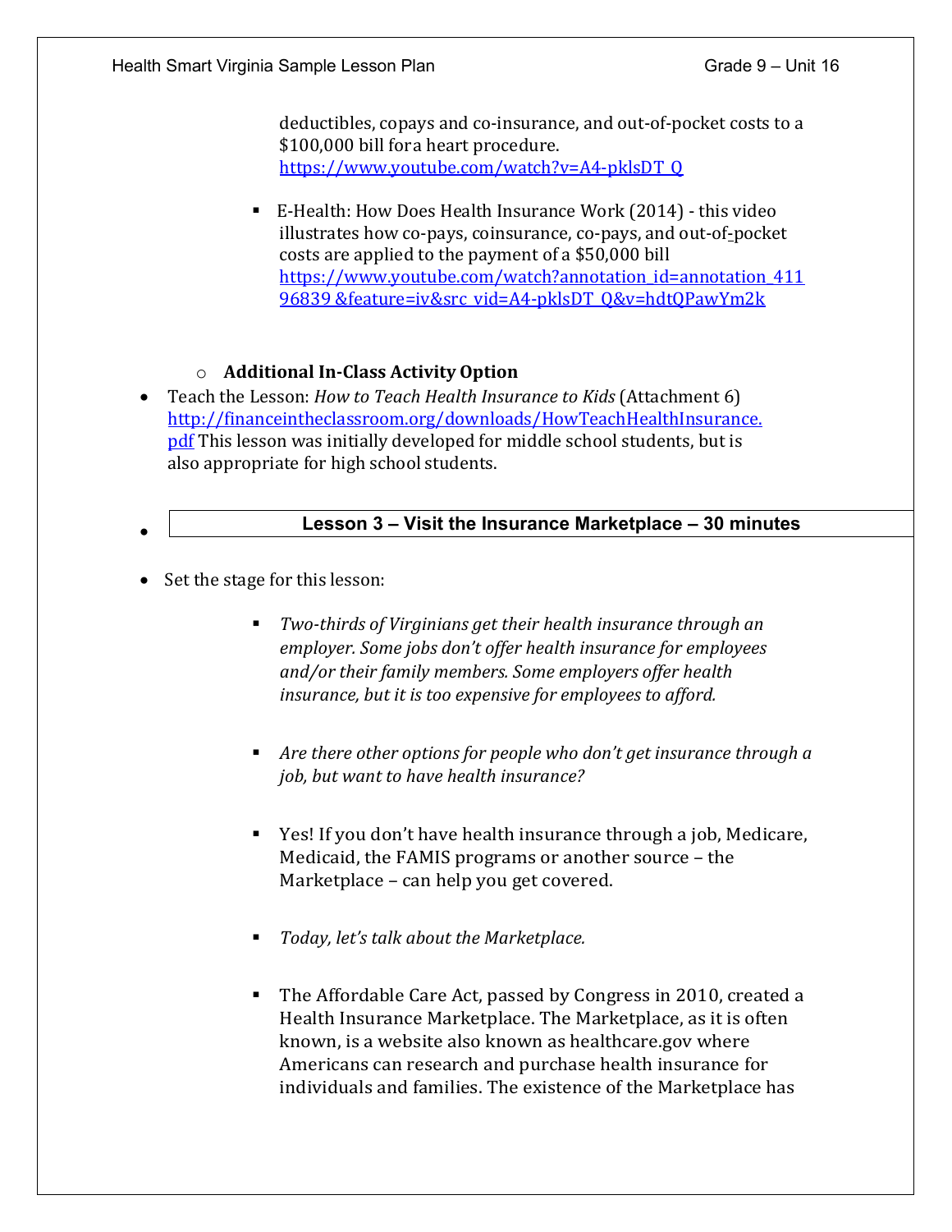deductibles, copays and co-insurance, and out-of-pocket costs to a $100,000 bill for a heart procedure. https://www.youtube.com/watch?v=A4-pklsDT_Q

- E-Health: How Does Health Insurance Work (2014) - this video illustrates how co-pays, coinsurance, co-pays, and out-of-pocket costs are applied to the payment of a $50,000 bill https://www.youtube.com/watch?annotation_id=annotation_41196839&feature=iv&src_vid=A4-pklsDT_Q&v=hdtQPawYm2k

- **Additional In-Class Activity Option**

- Teach the Lesson: *How to Teach Health Insurance to Kids* (Attachment 6) http://financeintheclassroom.org/downloads/HowTeachHealthInsurance.pdf This lesson was initially developed for middle school students, but is also appropriate for high school students.

## Lesson 3 – Visit the Insurance Marketplace – 30 minutes

- Set the stage for this lesson:
  - *Two-thirds of Virginians get their health insurance through an employer. Some jobs don't offer health insurance for employees and/or their family members. Some employers offer health insurance, but it is too expensive for employees to afford.*
  - *Are there other options for people who don't get insurance through a job, but want to have health insurance?*
  - Yes! If you don't have health insurance through a job, Medicare, Medicaid, the FAMIS programs or another source – the Marketplace – can help you get covered.
  - *Today, let's talk about the Marketplace.*
  - The Affordable Care Act, passed by Congress in 2010, created a Health Insurance Marketplace. The Marketplace, as it is often known, is a website also known as healthcare.gov where Americans can research and purchase health insurance for individuals and families. The existence of the Marketplace has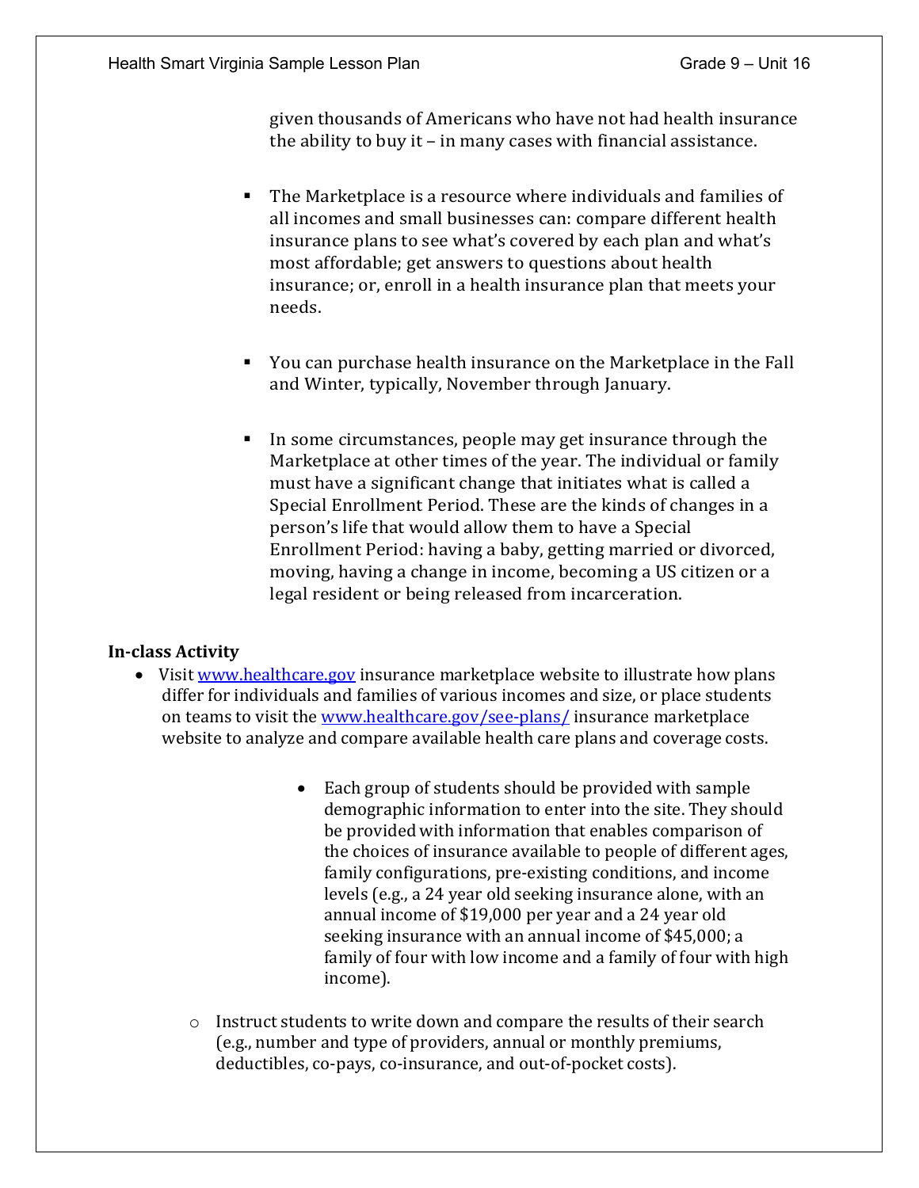given thousands of Americans who have not had health insurance the ability to buy it – in many cases with financial assistance.

- The Marketplace is a resource where individuals and families of all incomes and small businesses can: compare different health insurance plans to see what's covered by each plan and what's most affordable; get answers to questions about health insurance; or, enroll in a health insurance plan that meets your needs.

- You can purchase health insurance on the Marketplace in the Fall and Winter, typically, November through January.

- In some circumstances, people may get insurance through the Marketplace at other times of the year. The individual or family must have a significant change that initiates what is called a Special Enrollment Period. These are the kinds of changes in a person's life that would allow them to have a Special Enrollment Period: having a baby, getting married or divorced, moving, having a change in income, becoming a US citizen or a legal resident or being released from incarceration.

**In-class Activity**

- Visit [www.healthcare.gov](http://www.healthcare.gov) insurance marketplace website to illustrate how plans differ for individuals and families of various incomes and size, or place students on teams to visit the [www.healthcare.gov/see-plans/](http://www.healthcare.gov/see-plans/) insurance marketplace website to analyze and compare available health care plans and coverage costs.
    - Each group of students should be provided with sample demographic information to enter into the site. They should be provided with information that enables comparison of the choices of insurance available to people of different ages, family configurations, pre-existing conditions, and income levels (e.g., a 24 year old seeking insurance alone, with an annual income of $19,000 per year and a 24 year old seeking insurance with an annual income of $45,000; a family of four with low income and a family of four with high income).
    - Instruct students to write down and compare the results of their search (e.g., number and type of providers, annual or monthly premiums, deductibles, co-pays, co-insurance, and out-of-pocket costs).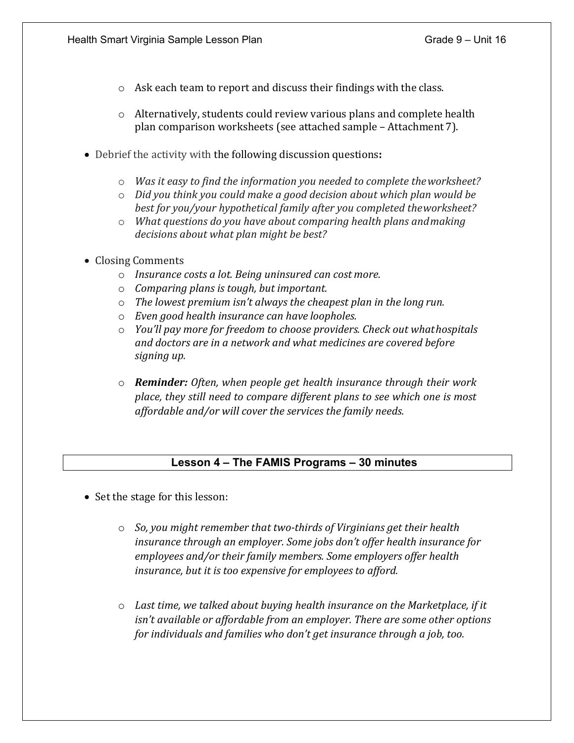- Ask each team to report and discuss their findings with the class.

- Alternatively, students could review various plans and complete health plan comparison worksheets (see attached sample – Attachment 7).

- Debrief the activity with the following discussion questions**:**

    - *Was it easy to find the information you needed to complete the worksheet?*
    - *Did you think you could make a good decision about which plan would be best for you/your hypothetical family after you completed the worksheet?*
    - *What questions do you have about comparing health plans and making decisions about what plan might be best?*

- Closing Comments
    - *Insurance costs a lot. Being uninsured can cost more.*
    - *Comparing plans is tough, but important.*
    - *The lowest premium isn't always the cheapest plan in the long run.*
    - *Even good health insurance can have loopholes.*
    - *You'll pay more for freedom to choose providers. Check out what hospitals and doctors are in a network and what medicines are covered before signing up.*

    - ***Reminder:*** *Often, when people get health insurance through their work place, they still need to compare different plans to see which one is most affordable and/or will cover the services the family needs.*

## Lesson 4 – The FAMIS Programs – 30 minutes

- Set the stage for this lesson:

    - *So, you might remember that two-thirds of Virginians get their health insurance through an employer. Some jobs don't offer health insurance for employees and/or their family members. Some employers offer health insurance, but it is too expensive for employees to afford.*

    - *Last time, we talked about buying health insurance on the Marketplace, if it isn't available or affordable from an employer. There are some other options for individuals and families who don't get insurance through a job, too.*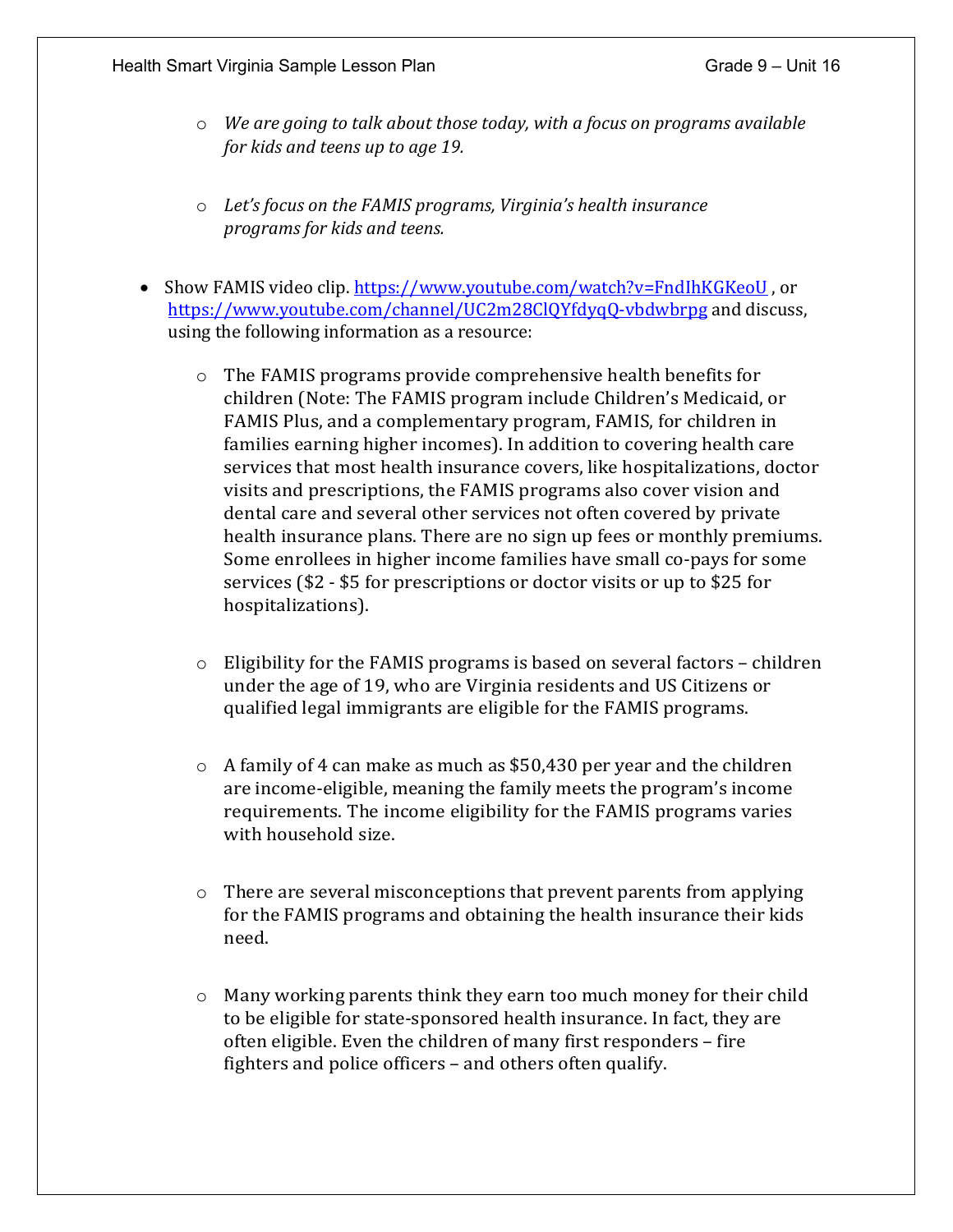- *We are going to talk about those today, with a focus on programs available for kids and teens up to age 19.*

  - *Let's focus on the FAMIS programs, Virginia's health insurance programs for kids and teens.*

- Show FAMIS video clip. https://www.youtube.com/watch?v=FndlhKGKeoU , or https://www.youtube.com/channel/UC2m28ClQYfdyqQ-vbdwbrpg and discuss, using the following information as a resource:

  - The FAMIS programs provide comprehensive health benefits for children (Note: The FAMIS program include Children's Medicaid, or FAMIS Plus, and a complementary program, FAMIS, for children in families earning higher incomes). In addition to covering health care services that most health insurance covers, like hospitalizations, doctor visits and prescriptions, the FAMIS programs also cover vision and dental care and several other services not often covered by private health insurance plans. There are no sign up fees or monthly premiums. Some enrollees in higher income families have small co-pays for some services ($2 - $5 for prescriptions or doctor visits or up to $25 for hospitalizations).

  - Eligibility for the FAMIS programs is based on several factors – children under the age of 19, who are Virginia residents and US Citizens or qualified legal immigrants are eligible for the FAMIS programs.

  - A family of 4 can make as much as $50,430 per year and the children are income-eligible, meaning the family meets the program's income requirements. The income eligibility for the FAMIS programs varies with household size.

  - There are several misconceptions that prevent parents from applying for the FAMIS programs and obtaining the health insurance their kids need.

  - Many working parents think they earn too much money for their child to be eligible for state-sponsored health insurance. In fact, they are often eligible. Even the children of many first responders – fire fighters and police officers – and others often qualify.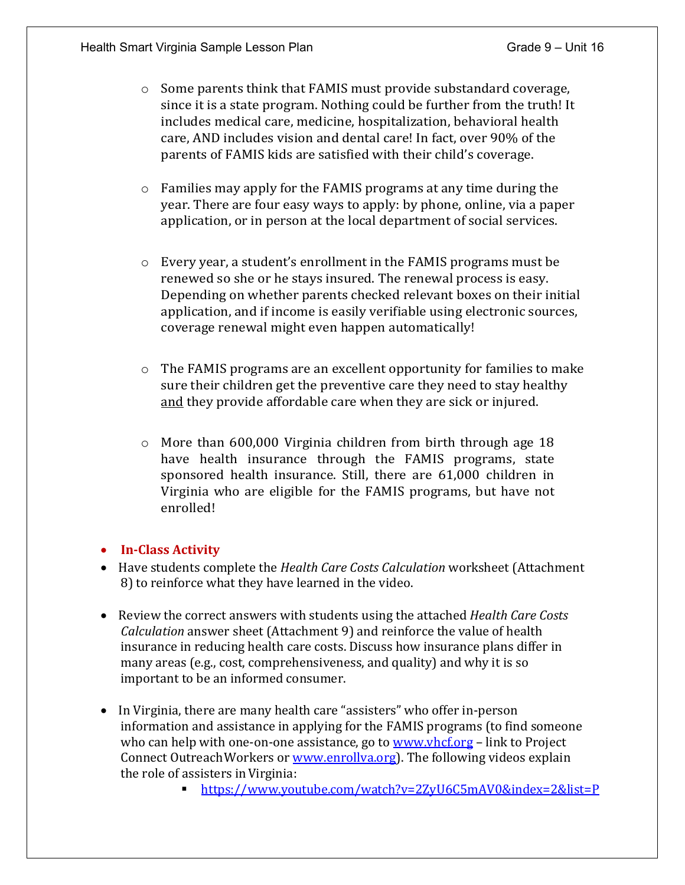- Some parents think that FAMIS must provide substandard coverage, since it is a state program. Nothing could be further from the truth! It includes medical care, medicine, hospitalization, behavioral health care, AND includes vision and dental care! In fact, over 90% of the parents of FAMIS kids are satisfied with their child's coverage.

- Families may apply for the FAMIS programs at any time during the year. There are four easy ways to apply: by phone, online, via a paper application, or in person at the local department of social services.

- Every year, a student's enrollment in the FAMIS programs must be renewed so she or he stays insured. The renewal process is easy. Depending on whether parents checked relevant boxes on their initial application, and if income is easily verifiable using electronic sources, coverage renewal might even happen automatically!

- The FAMIS programs are an excellent opportunity for families to make sure their children get the preventive care they need to stay healthy <u>and</u> they provide affordable care when they are sick or injured.

- More than 600,000 Virginia children from birth through age 18 have health insurance through the FAMIS programs, state sponsored health insurance. Still, there are 61,000 children in Virginia who are eligible for the FAMIS programs, but have not enrolled!

- **In-Class Activity**
- Have students complete the *Health Care Costs Calculation* worksheet (Attachment 8) to reinforce what they have learned in the video.

- Review the correct answers with students using the attached *Health Care Costs Calculation* answer sheet (Attachment 9) and reinforce the value of health insurance in reducing health care costs. Discuss how insurance plans differ in many areas (e.g., cost, comprehensiveness, and quality) and why it is so important to be an informed consumer.

- In Virginia, there are many health care "assisters" who offer in-person information and assistance in applying for the FAMIS programs (to find someone who can help with one-on-one assistance, go to www.vhcf.org – link to Project Connect Outreach Workers or www.enrollva.org). The following videos explain the role of assisters in Virginia:
  - https://www.youtube.com/watch?v=2ZyU6C5mAV0&index=2&list=P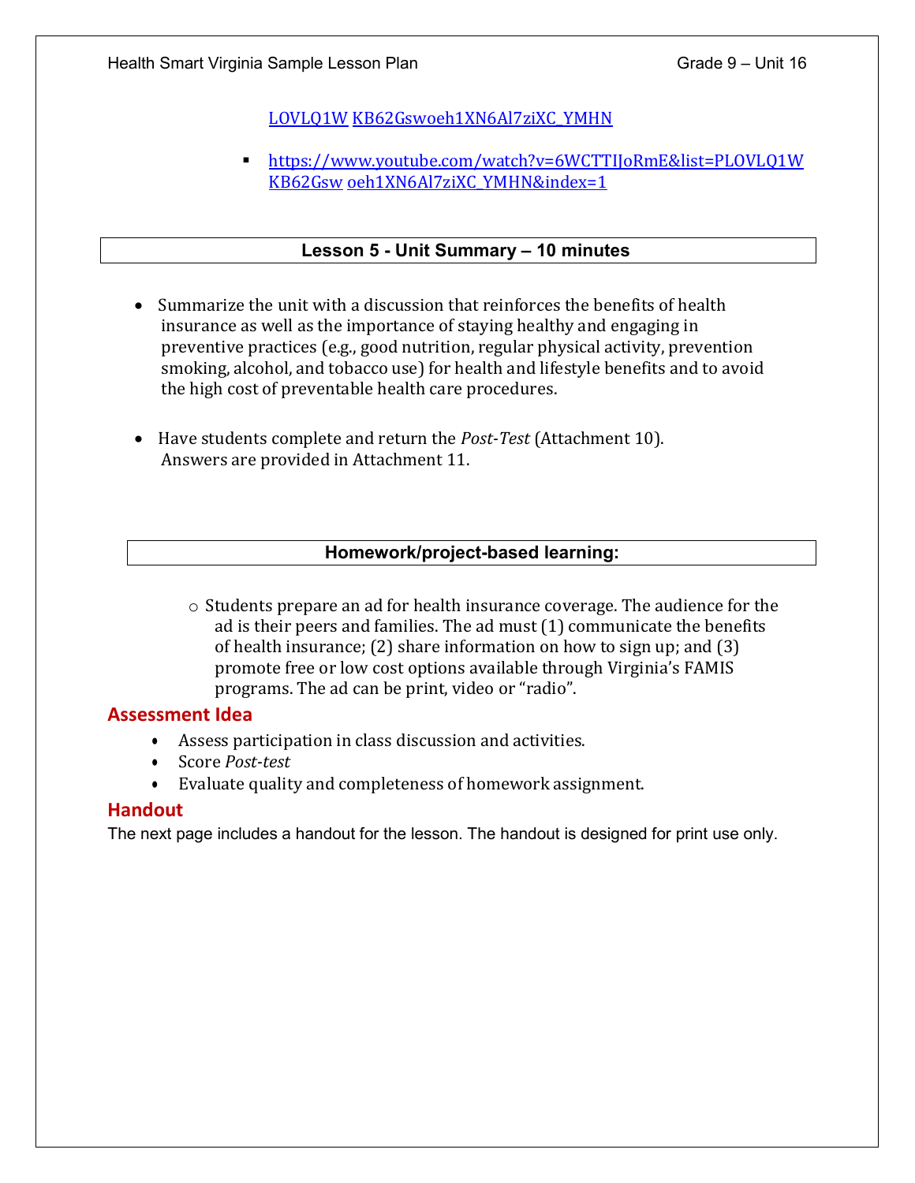LOVLQ1W KB62Gswoeh1XN6Al7ziXC_YMHN

- https://www.youtube.com/watch?v=6WCTTIJoRmE&list=PLOVLQ1WKB62Gsw oeh1XN6Al7ziXC_YMHN&index=1

**Lesson 5 - Unit Summary – 10 minutes**

- Summarize the unit with a discussion that reinforces the benefits of health insurance as well as the importance of staying healthy and engaging in preventive practices (e.g., good nutrition, regular physical activity, prevention smoking, alcohol, and tobacco use) for health and lifestyle benefits and to avoid the high cost of preventable health care procedures.

- Have students complete and return the *Post-Test* (Attachment 10). Answers are provided in Attachment 11.

**Homework/project-based learning:**

- Students prepare an ad for health insurance coverage. The audience for the ad is their peers and families. The ad must (1) communicate the benefits of health insurance; (2) share information on how to sign up; and (3) promote free or low cost options available through Virginia's FAMIS programs. The ad can be print, video or "radio".

## Assessment Idea

- Assess participation in class discussion and activities.
- Score *Post-test*
- Evaluate quality and completeness of homework assignment.

## Handout

The next page includes a handout for the lesson. The handout is designed for print use only.